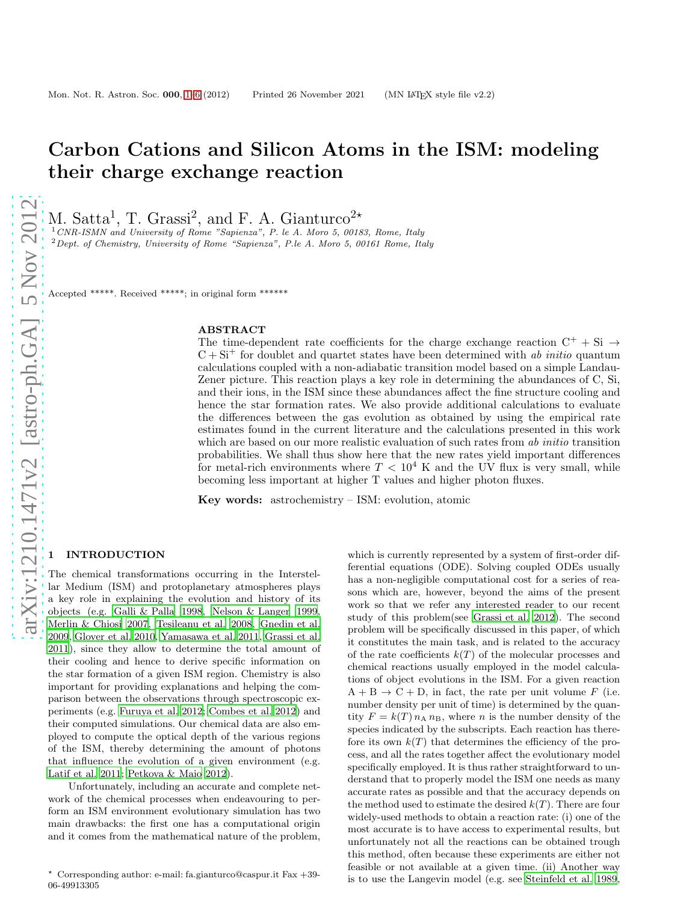# Carbon Cations and Silicon Atoms in the ISM: modeling their charge exchange reaction

M. Satta[1], T. Grassi[2], and F. A. Gianturco[2⋆]

[1] CNR-ISMN and University of Rome "Sapienza", P. le A. Moro 5, 00183, Rome, Italy
[2] Dept. of Chemistry, University of Rome "Sapienza", P.le A. Moro 5, 00161 Rome, Italy

Accepted *****. Received *****; in original form ******

## ABSTRACT

The time-dependent rate coefficients for the charge exchange reaction $\mathrm{C^+ + Si \rightarrow C + Si^+}$ for doublet and quartet states have been determined with *ab initio* quantum calculations coupled with a non-adiabatic transition model based on a simple Landau-Zener picture. This reaction plays a key role in determining the abundances of C, Si, and their ions, in the ISM since these abundances affect the fine structure cooling and hence the star formation rates. We also provide additional calculations to evaluate the differences between the gas evolution as obtained by using the empirical rate estimates found in the current literature and the calculations presented in this work which are based on our more realistic evaluation of such rates from *ab initio* transition probabilities. We shall thus show here that the new rates yield important differences for metal-rich environments where $T < 10^4$ K and the UV flux is very small, while becoming less important at higher T values and higher photon fluxes.

**Key words:** astrochemistry – ISM: evolution, atomic

## 1 INTRODUCTION

The chemical transformations occurring in the Interstellar Medium (ISM) and protoplanetary atmospheres plays a key role in explaining the evolution and history of its objects (e.g. Galli & Palla 1998, Nelson & Langer 1999, Merlin & Chiosi 2007, Teşileanu et al. 2008, Gnedin et al. 2009, Glover et al. 2010, Yamasawa et al. 2011, Grassi et al. 2011), since they allow to determine the total amount of their cooling and hence to derive specific information on the star formation of a given ISM region. Chemistry is also important for providing explanations and helping the comparison between the observations through spectroscopic experiments (e.g. Furuya et al. 2012; Combes et al. 2012) and their computed simulations. Our chemical data are also employed to compute the optical depth of the various regions of the ISM, thereby determining the amount of photons that influence the evolution of a given environment (e.g. Latif et al. 2011; Petkova & Maio 2012).

Unfortunately, including an accurate and complete network of the chemical processes when endeavouring to perform an ISM environment evolutionary simulation has two main drawbacks: the first one has a computational origin and it comes from the mathematical nature of the problem, which is currently represented by a system of first-order differential equations (ODE). Solving coupled ODEs usually has a non-negligible computational cost for a series of reasons which are, however, beyond the aims of the present work so that we refer any interested reader to our recent study of this problem(see Grassi et al. 2012). The second problem will be specifically discussed in this paper, of which it constitutes the main task, and is related to the accuracy of the rate coefficients $k(T)$ of the molecular processes and chemical reactions usually employed in the model calculations of object evolutions in the ISM. For a given reaction $\mathrm{A + B \rightarrow C + D}$, in fact, the rate per unit volume $F$ (i.e. number density per unit of time) is determined by the quantity $F = k(T)\, n_\mathrm{A}\, n_\mathrm{B}$, where $n$ is the number density of the species indicated by the subscripts. Each reaction has therefore its own $k(T)$ that determines the efficiency of the process, and all the rates together affect the evolutionary model specifically employed. It is thus rather straightforward to understand that to properly model the ISM one needs as many accurate rates as possible and that the accuracy depends on the method used to estimate the desired $k(T)$. There are four widely-used methods to obtain a reaction rate: (i) one of the most accurate is to have access to experimental results, but unfortunately not all the reactions can be obtained trough this method, often because these experiments are either not feasible or not available at a given time. (ii) Another way is to use the Langevin model (e.g. see Steinfeld et al. 1989,

⋆ Corresponding author: e-mail: fa.gianturco@caspur.it Fax +39-06-49913305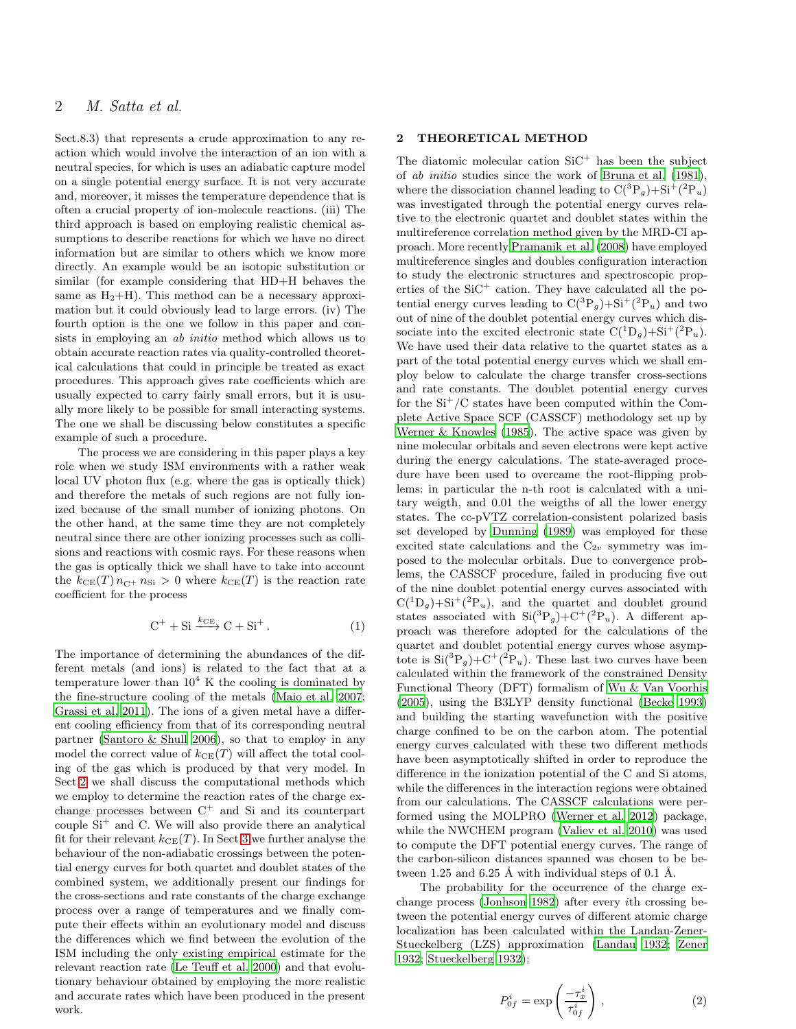Sect.8.3) that represents a crude approximation to any reaction which would involve the interaction of an ion with a neutral species, for which is uses an adiabatic capture model on a single potential energy surface. It is not very accurate and, moreover, it misses the temperature dependence that is often a crucial property of ion-molecule reactions. (iii) The third approach is based on employing realistic chemical assumptions to describe reactions for which we have no direct information but are similar to others which we know more directly. An example would be an isotopic substitution or similar (for example considering that HD+H behaves the same as $H_2$+H). This method can be a necessary approximation but it could obviously lead to large errors. (iv) The fourth option is the one we follow in this paper and consists in employing an *ab initio* method which allows us to obtain accurate reaction rates via quality-controlled theoretical calculations that could in principle be treated as exact procedures. This approach gives rate coefficients which are usually expected to carry fairly small errors, but it is usually more likely to be possible for small interacting systems. The one we shall be discussing below constitutes a specific example of such a procedure.

The process we are considering in this paper plays a key role when we study ISM environments with a rather weak local UV photon flux (e.g. where the gas is optically thick) and therefore the metals of such regions are not fully ionized because of the small number of ionizing photons. On the other hand, at the same time they are not completely neutral since there are other ionizing processes such as collisions and reactions with cosmic rays. For these reasons when the gas is optically thick we shall have to take into account the $k_{\rm CE}(T)\, n_{\rm C^+}\, n_{\rm Si} > 0$ where $k_{\rm CE}(T)$ is the reaction rate coefficient for the process

$$\rm C^+ + Si \xrightarrow{k_{\rm CE}} C + Si^+ \,. \qquad (1)$$

The importance of determining the abundances of the different metals (and ions) is related to the fact that at a temperature lower than $10^4$ K the cooling is dominated by the fine-structure cooling of the metals (Maio et al. 2007; Grassi et al. 2011). The ions of a given metal have a different cooling efficiency from that of its corresponding neutral partner (Santoro & Shull 2006), so that to employ in any model the correct value of $k_{\rm CE}(T)$ will affect the total cooling of the gas which is produced by that very model. In Sect.2 we shall discuss the computational methods which we employ to determine the reaction rates of the charge exchange processes between $C^+$ and Si and its counterpart couple $Si^+$ and C. We will also provide there an analytical fit for their relevant $k_{\rm CE}(T)$. In Sect.3 we further analyse the behaviour of the non-adiabatic crossings between the potential energy curves for both quartet and doublet states of the combined system, we additionally present our findings for the cross-sections and rate constants of the charge exchange process over a range of temperatures and we finally compute their effects within an evolutionary model and discuss the differences which we find between the evolution of the ISM including the only existing empirical estimate for the relevant reaction rate (Le Teuff et al. 2000) and that evolutionary behaviour obtained by employing the more realistic and accurate rates which have been produced in the present work.

## 2 THEORETICAL METHOD

The diatomic molecular cation $SiC^+$ has been the subject of *ab initio* studies since the work of Bruna et al. (1981), where the dissociation channel leading to $C(^3P_g)+Si^+(^2P_u)$ was investigated through the potential energy curves relative to the electronic quartet and doublet states within the multireference correlation method given by the MRD-CI approach. More recently Pramanik et al. (2008) have employed multireference singles and doubles configuration interaction to study the electronic structures and spectroscopic properties of the $SiC^+$ cation. They have calculated all the potential energy curves leading to $C(^3P_g)+Si^+(^2P_u)$ and two out of nine of the doublet potential energy curves which dissociate into the excited electronic state $C(^1D_g)+Si^+(^2P_u)$. We have used their data relative to the quartet states as a part of the total potential energy curves which we shall employ below to calculate the charge transfer cross-sections and rate constants. The doublet potential energy curves for the $Si^+$/C states have been computed within the Complete Active Space SCF (CASSCF) methodology set up by Werner & Knowles (1985). The active space was given by nine molecular orbitals and seven electrons were kept active during the energy calculations. The state-averaged procedure have been used to overcame the root-flipping problems: in particular the n-th root is calculated with a unitary weigth, and 0.01 the weigths of all the lower energy states. The cc-pVTZ correlation-consistent polarized basis set developed by Dunning (1989) was employed for these excited state calculations and the $C_{2v}$ symmetry was imposed to the molecular orbitals. Due to convergence problems, the CASSCF procedure, failed in producing five out of the nine doublet potential energy curves associated with $C(^1D_g)+Si^+(^2P_u)$, and the quartet and doublet ground states associated with $Si(^3P_g)+C^+(^2P_u)$. A different approach was therefore adopted for the calculations of the quartet and doublet potential energy curves whose asymptote is $Si(^3P_g)+C^+(^2P_u)$. These last two curves have been calculated within the framework of the constrained Density Functional Theory (DFT) formalism of Wu & Van Voorhis (2005), using the B3LYP density functional (Becke 1993) and building the starting wavefunction with the positive charge confined to be on the carbon atom. The potential energy curves calculated with these two different methods have been asymptotically shifted in order to reproduce the difference in the ionization potential of the C and Si atoms, while the differences in the interaction regions were obtained from our calculations. The CASSCF calculations were performed using the MOLPRO (Werner et al. 2012) package, while the NWCHEM program (Valiev et al. 2010) was used to compute the DFT potential energy curves. The range of the carbon-silicon distances spanned was chosen to be between 1.25 and 6.25 Å with individual steps of 0.1 Å.

The probability for the occurrence of the charge exchange process (Jonhson 1982) after every $i$th crossing between the potential energy curves of different atomic charge localization has been calculated within the Landau-Zener-Stueckelberg (LZS) approximation (Landau 1932; Zener 1932; Stueckelberg 1932):

$$P^i_{0f} = \exp\left(\frac{-\tau^i_x}{\tau^i_{0f}}\right) , \qquad (2)$$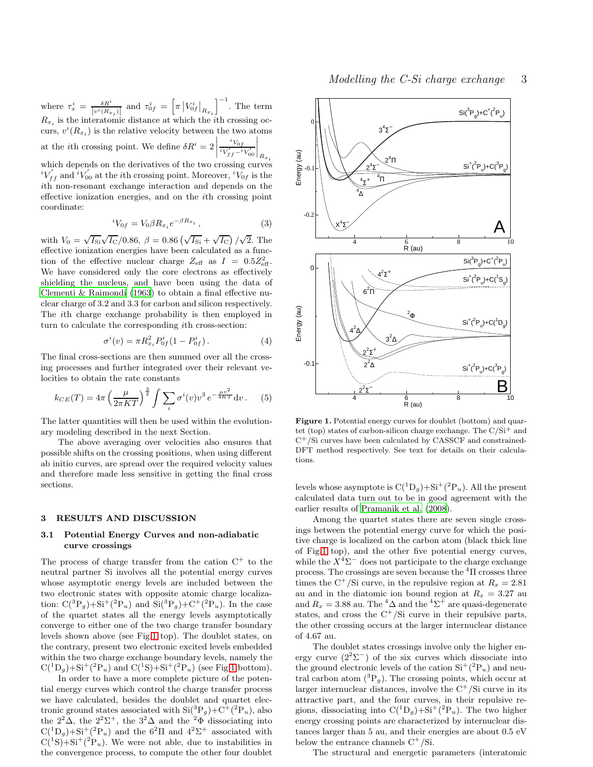where $\tau_x^i = \frac{\delta R^i}{|v^i(R_{x_i})|}$ and $\tau_{0f}^i = \left[\pi \left|V_{0f}^i\right|_{R_{x_i}}\right]^{-1}$. The term $R_{x_i}$ is the interatomic distance at which the $i$th crossing occurs, $v^i(R_{x_i})$ is the relative velocity between the two atoms at the $i$th crossing point. We define $\delta R^i = 2 \left| \frac{^iV_{0f}}{^iV_{ff}' - {^iV_{00}'}} \right|_{R_{x_i}}$ which depends on the derivatives of the two crossing curves $^iV_{ff}'$ and $^iV_{00}'$ at the $i$th crossing point. Moreover, $^iV_{0f}$ is the $i$th non-resonant exchange interaction and depends on the effective ionization energies, and on the $i$th crossing point coordinate:

$$^iV_{0f} = V_0 \beta R_{x_i} e^{-\beta R_{x_i}} \,, \tag{3}$$

with $V_0 = \sqrt{I_{\rm Si}}\sqrt{I_{\rm C}}/0.86$, $\beta = 0.86\left(\sqrt{I_{\rm Si}} + \sqrt{I_{\rm C}}\right)/\sqrt{2}$. The effective ionization energies have been calculated as a function of the effective nuclear charge $Z_{\rm eff}$ as $I = 0.5 Z_{\rm eff}^2$. We have considered only the core electrons as effectively shielding the nucleus, and have been using the data of Clementi & Raimondi (1963) to obtain a final effective nuclear charge of 3.2 and 3.3 for carbon and silicon respectively. The $i$th charge exchange probability is then employed in turn to calculate the corresponding $i$th cross-section:

$$\sigma^i(v) = \pi R_{x_i}^2 P_{0f}^i (1 - P_{0f}^i) \,. \tag{4}$$

The final cross-sections are then summed over all the crossing processes and further integrated over their relevant velocities to obtain the rate constants

$$k_{CE}(T) = 4\pi \left(\frac{\mu}{2\pi KT}\right)^{\frac{3}{2}} \int \sum_i \sigma^i(v) v^3 \, e^{-\frac{\mu v^2}{4KT}} {\rm d}v \,. \tag{5}$$

The latter quantities will then be used within the evolutionary modeling described in the next Section.

The above averaging over velocities also ensures that possible shifts on the crossing positions, when using different ab initio curves, are spread over the required velocity values and therefore made less sensitive in getting the final cross sections.

## 3 RESULTS AND DISCUSSION

### 3.1 Potential Energy Curves and non-adiabatic curve crossings

The process of charge transfer from the cation $C^+$ to the neutral partner Si involves all the potential energy curves whose asymptotic energy levels are included between the two electronic states with opposite atomic charge localization: $C(^3P_g)+Si^+(^2P_u)$ and $Si(^3P_g)+C^+(^2P_u)$. In the case of the quartet states all the energy levels asymptotically converge to either one of the two charge transfer boundary levels shown above (see Fig.1 top). The doublet states, on the contrary, present two electronic excited levels embedded within the two charge exchange boundary levels, namely the $C(^1D_g)+Si^+(^2P_u)$ and $C(^1S)+Si^+(^2P_u)$ (see Fig.1 bottom).

In order to have a more complete picture of the potential energy curves which control the charge transfer process we have calculated, besides the doublet and quartet electronic ground states associated with $Si(^3P_g)+C^+(^2P_u)$, also the $2^2\Delta$, the $2^2\Sigma^+$, the $3^2\Delta$ and the $^2\Phi$ dissociating into $C(^1D_g)+Si^+(^2P_u)$ and the $6^2\Pi$ and $4^2\Sigma^+$ associated with $C(^1S)+Si^+(^2P_u)$. We were not able, due to instabilities in the convergence process, to compute the other four doublet levels whose asymptote is $C(^1D_g)+Si^+(^2P_u)$. All the present calculated data turn out to be in good agreement with the earlier results of Pramanik et al. (2008).

**Figure 1.** Potential energy curves for doublet (bottom) and quartet (top) states of carbon-silicon charge exchange. The $C/Si^+$ and $C^+/Si$ curves have been calculated by CASSCF and constrained-DFT method respectively. See text for details on their calculations.

Among the quartet states there are seven single crossings between the potential energy curve for which the positive charge is localized on the carbon atom (black thick line of Fig.1 top), and the other five potential energy curves, while the $X^4\Sigma^-$ does not participate to the charge exchange process. The crossings are seven because the $^4\Pi$ crosses three times the $C^+/Si$ curve, in the repulsive region at $R_x = 2.81$ au and in the diatomic ion bound region at $R_x = 3.27$ au and $R_x = 3.88$ au. The $^4\Delta$ and the $^4\Sigma^+$ are quasi-degenerate states, and cross the $C^+/Si$ curve in their repulsive parts, the other crossing occurs at the larger internuclear distance of 4.67 au.

The doublet states crossings involve only the higher energy curve ($2^2\Sigma^-$) of the six curves which dissociate into the ground electronic levels of the cation $Si^+(^2P_u)$ and neutral carbon atom ($^3P_g$). The crossing points, which occur at larger internuclear distances, involve the $C^+/Si$ curve in its attractive part, and the four curves, in their repulsive regions, dissociating into $C(^1D_g)+Si^+(^2P_u)$. The two higher energy crossing points are characterized by internuclear distances larger than 5 au, and their energies are about 0.5 eV below the entrance channels $C^+/Si$.

The structural and energetic parameters (interatomic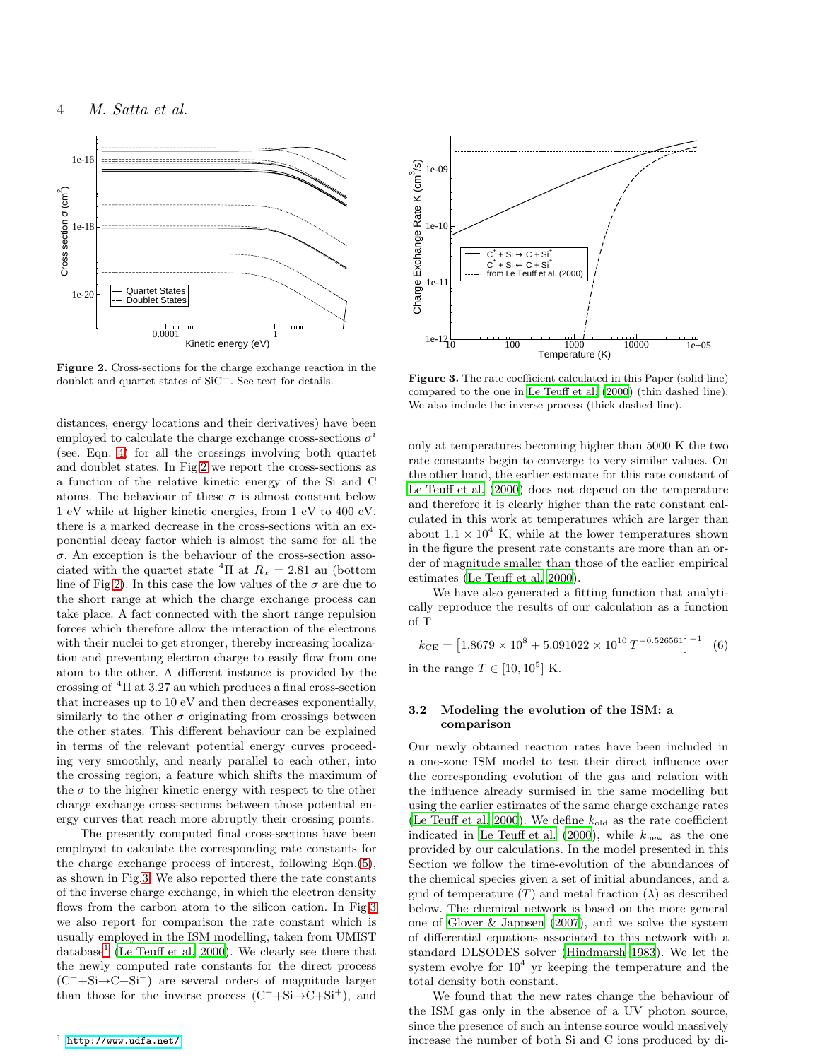**Figure 2.** Cross-sections for the charge exchange reaction in the doublet and quartet states of $SiC^+$. See text for details.

**Figure 3.** The rate coefficient calculated in this Paper (solid line) compared to the one in Le Teuff et al. (2000) (thin dashed line). We also include the inverse process (thick dashed line).

distances, energy locations and their derivatives) have been employed to calculate the charge exchange cross-sections $\sigma^i$ (see. Eqn. 4) for all the crossings involving both quartet and doublet states. In Fig 2 we report the cross-sections as a function of the relative kinetic energy of the Si and C atoms. The behaviour of these $\sigma$ is almost constant below 1 eV while at higher kinetic energies, from 1 eV to 400 eV, there is a marked decrease in the cross-sections with an exponential decay factor which is almost the same for all the $\sigma$. An exception is the behaviour of the cross-section associated with the quartet state $^4\Pi$ at $R_x = 2.81$ au (bottom line of Fig 2). In this case the low values of the $\sigma$ are due to the short range at which the charge exchange process can take place. A fact connected with the short range repulsion forces which therefore allow the interaction of the electrons with their nuclei to get stronger, thereby increasing localization and preventing electron charge to easily flow from one atom to the other. A different instance is provided by the crossing of $^4\Pi$ at 3.27 au which produces a final cross-section that increases up to 10 eV and then decreases exponentially, similarly to the other $\sigma$ originating from crossings between the other states. This different behaviour can be explained in terms of the relevant potential energy curves proceeding very smoothly, and nearly parallel to each other, into the crossing region, a feature which shifts the maximum of the $\sigma$ to the higher kinetic energy with respect to the other charge exchange cross-sections between those potential energy curves that reach more abruptly their crossing points.

The presently computed final cross-sections have been employed to calculate the corresponding rate constants for the charge exchange process of interest, following Eqn.(5), as shown in Fig 3. We also reported there the rate constants of the inverse charge exchange, in which the electron density flows from the carbon atom to the silicon cation. In Fig 3 we also report for comparison the rate constant which is usually employed in the ISM modelling, taken from UMIST database[1] (Le Teuff et al. 2000). We clearly see there that the newly computed rate constants for the direct process ($C^+$+Si→C+$Si^+$) are several orders of magnitude larger than those for the inverse process ($C^+$+Si→C+$Si^+$), and only at temperatures becoming higher than 5000 K the two rate constants begin to converge to very similar values. On the other hand, the earlier estimate for this rate constant of Le Teuff et al. (2000) does not depend on the temperature and therefore it is clearly higher than the rate constant calculated in this work at temperatures which are larger than about $1.1 \times 10^4$ K, while at the lower temperatures shown in the figure the present rate constants are more than an order of magnitude smaller than those of the earlier empirical estimates (Le Teuff et al. 2000).

We have also generated a fitting function that analytically reproduce the results of our calculation as a function of T

$$k_{\rm CE} = \left[1.8679 \times 10^8 + 5.091022 \times 10^{10}\, T^{-0.526561}\right]^{-1} \quad (6)$$

in the range $T \in [10, 10^5]$ K.

### 3.2 Modeling the evolution of the ISM: a comparison

Our newly obtained reaction rates have been included in a one-zone ISM model to test their direct influence over the corresponding evolution of the gas and relation with the influence already surmised in the same modelling but using the earlier estimates of the same charge exchange rates (Le Teuff et al. 2000). We define $k_{\rm old}$ as the rate coefficient indicated in Le Teuff et al. (2000), while $k_{\rm new}$ as the one provided by our calculations. In the model presented in this Section we follow the time-evolution of the abundances of the chemical species given a set of initial abundances, and a grid of temperature ($T$) and metal fraction ($\lambda$) as described below. The chemical network is based on the more general one of Glover & Jappsen (2007), and we solve the system of differential equations associated to this network with a standard DLSODES solver (Hindmarsh 1983). We let the system evolve for $10^4$ yr keeping the temperature and the total density both constant.

We found that the new rates change the behaviour of the ISM gas only in the absence of a UV photon source, since the presence of such an intense source would massively increase the number of both Si and C ions produced by di-

[1] http://www.udfa.net/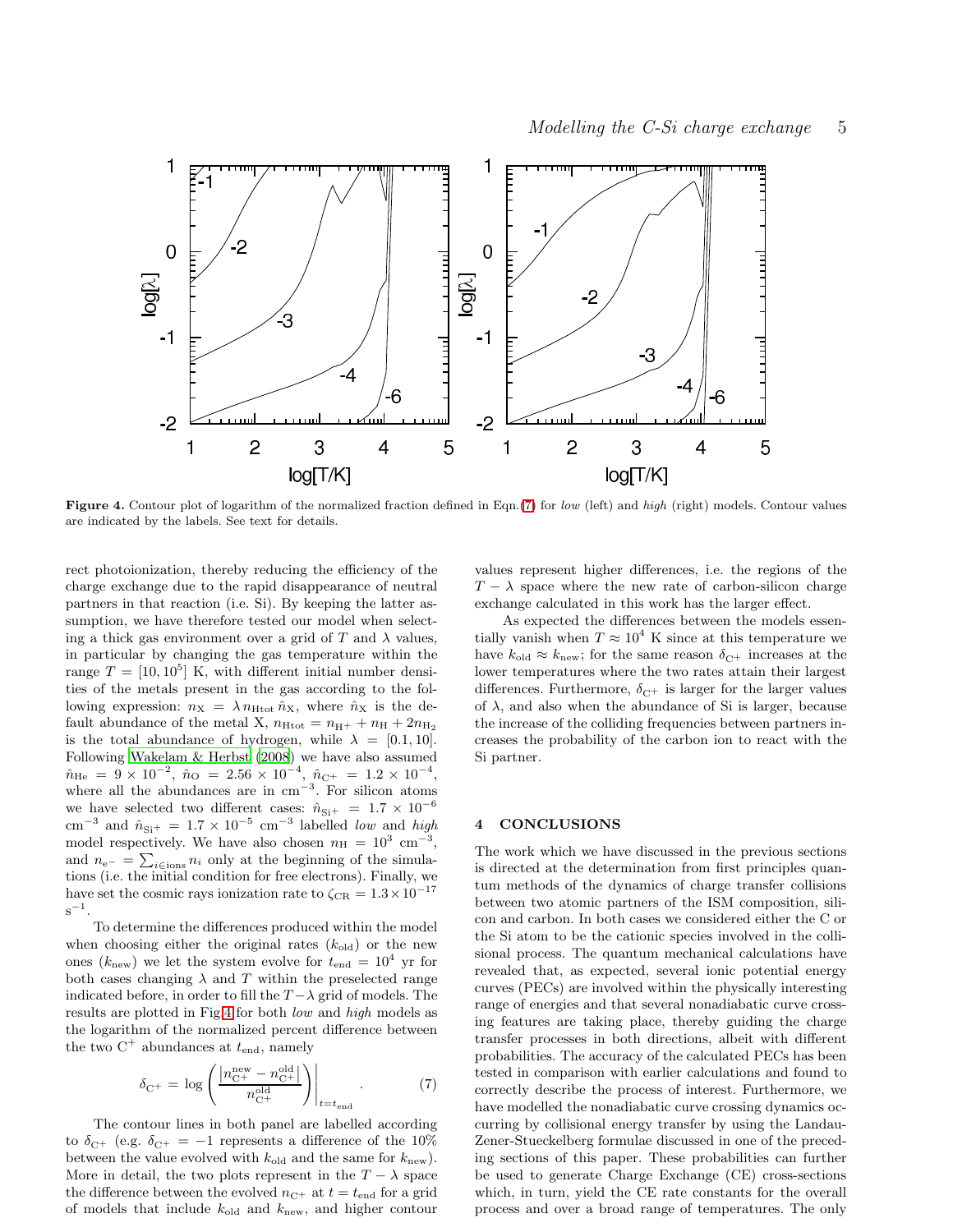**Figure 4.** Contour plot of logarithm of the normalized fraction defined in Eqn.(7) for *low* (left) and *high* (right) models. Contour values are indicated by the labels. See text for details.

rect photoionization, thereby reducing the efficiency of the charge exchange due to the rapid disappearance of neutral partners in that reaction (i.e. Si). By keeping the latter assumption, we have therefore tested our model when selecting a thick gas environment over a grid of $T$ and $\lambda$ values, in particular by changing the gas temperature within the range $T = [10, 10^5]$ K, with different initial number densities of the metals present in the gas according to the following expression: $n_{\rm X} = \lambda n_{\rm Htot} \hat{n}_{\rm X}$, where $\hat{n}_{\rm X}$ is the default abundance of the metal X, $n_{\rm Htot} = n_{\rm H^+} + n_{\rm H} + 2n_{\rm H_2}$ is the total abundance of hydrogen, while $\lambda = [0.1, 10]$. Following Wakelam & Herbst (2008) we have also assumed $\hat{n}_{\rm He} = 9 \times 10^{-2}$, $\hat{n}_{\rm O} = 2.56 \times 10^{-4}$, $\hat{n}_{\rm C^+} = 1.2 \times 10^{-4}$, where all the abundances are in cm$^{-3}$. For silicon atoms we have selected two different cases: $\hat{n}_{\rm Si^+} = 1.7 \times 10^{-6}$ cm$^{-3}$ and $\hat{n}_{\rm Si^+} = 1.7 \times 10^{-5}$ cm$^{-3}$ labelled *low* and *high* model respectively. We have also chosen $n_{\rm H} = 10^3$ cm$^{-3}$, and $n_{\rm e^-} = \sum_{i \in {\rm ions}} n_i$ only at the beginning of the simulations (i.e. the initial condition for free electrons). Finally, we have set the cosmic rays ionization rate to $\zeta_{\rm CR} = 1.3 \times 10^{-17}$ s$^{-1}$.

To determine the differences produced within the model when choosing either the original rates ($k_{\rm old}$) or the new ones ($k_{\rm new}$) we let the system evolve for $t_{\rm end} = 10^4$ yr for both cases changing $\lambda$ and $T$ within the preselected range indicated before, in order to fill the $T - \lambda$ grid of models. The results are plotted in Fig.4 for both *low* and *high* models as the logarithm of the normalized percent difference between the two $C^+$ abundances at $t_{\rm end}$, namely

$$\delta_{\rm C^+} = \log \left( \frac{|n^{\rm new}_{\rm C^+} - n^{\rm old}_{\rm C^+}|}{n^{\rm old}_{\rm C^+}} \right) \Bigg|_{t = t_{\rm end}} . \qquad (7)$$

The contour lines in both panel are labelled according to $\delta_{\rm C^+}$ (e.g. $\delta_{\rm C^+} = -1$ represents a difference of the 10% between the value evolved with $k_{\rm old}$ and the same for $k_{\rm new}$). More in detail, the two plots represent in the $T - \lambda$ space the difference between the evolved $n_{\rm C^+}$ at $t = t_{\rm end}$ for a grid of models that include $k_{\rm old}$ and $k_{\rm new}$, and higher contour values represent higher differences, i.e. the regions of the $T - \lambda$ space where the new rate of carbon-silicon charge exchange calculated in this work has the larger effect.

As expected the differences between the models essentially vanish when $T \approx 10^4$ K since at this temperature we have $k_{\rm old} \approx k_{\rm new}$; for the same reason $\delta_{\rm C^+}$ increases at the lower temperatures where the two rates attain their largest differences. Furthermore, $\delta_{\rm C^+}$ is larger for the larger values of $\lambda$, and also when the abundance of Si is larger, because the increase of the colliding frequencies between partners increases the probability of the carbon ion to react with the Si partner.

## 4 CONCLUSIONS

The work which we have discussed in the previous sections is directed at the determination from first principles quantum methods of the dynamics of charge transfer collisions between two atomic partners of the ISM composition, silicon and carbon. In both cases we considered either the C or the Si atom to be the cationic species involved in the collisional process. The quantum mechanical calculations have revealed that, as expected, several ionic potential energy curves (PECs) are involved within the physically interesting range of energies and that several nonadiabatic curve crossing features are taking place, thereby guiding the charge transfer processes in both directions, albeit with different probabilities. The accuracy of the calculated PECs has been tested in comparison with earlier calculations and found to correctly describe the process of interest. Furthermore, we have modelled the nonadiabatic curve crossing dynamics occurring by collisional energy transfer by using the Landau-Zener-Stueckelberg formulae discussed in one of the preceding sections of this paper. These probabilities can further be used to generate Charge Exchange (CE) cross-sections which, in turn, yield the CE rate constants for the overall process and over a broad range of temperatures. The only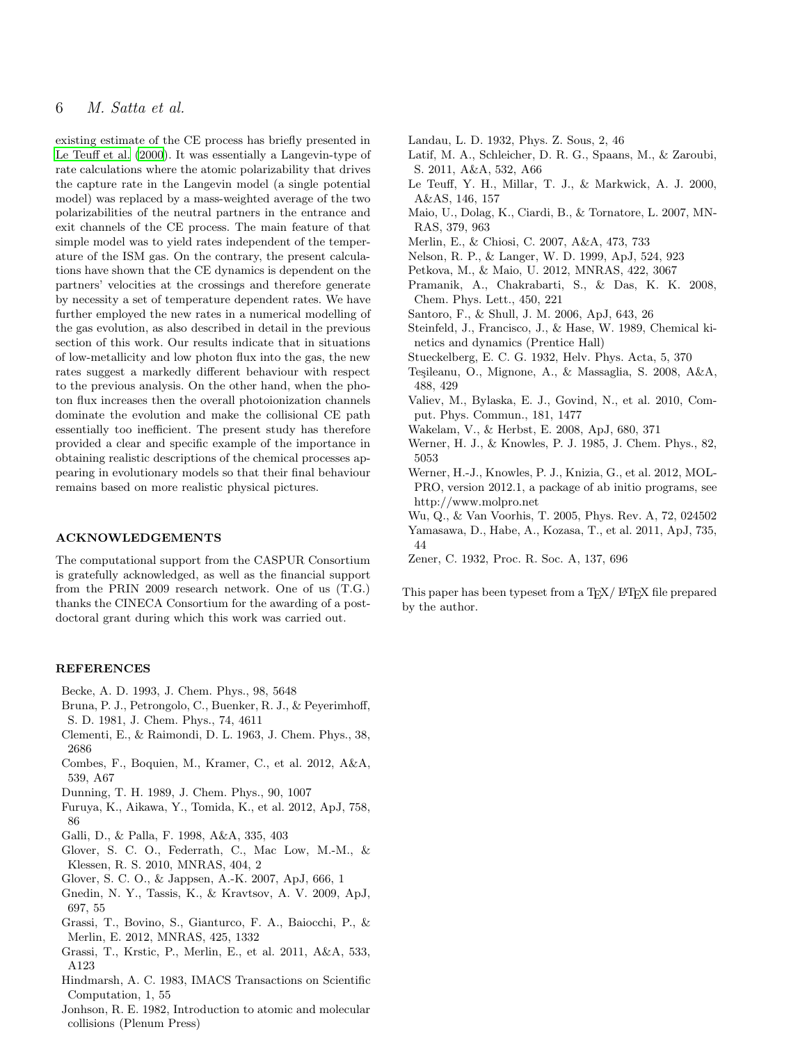existing estimate of the CE process has briefly presented in Le Teuff et al. (2000). It was essentially a Langevin-type of rate calculations where the atomic polarizability that drives the capture rate in the Langevin model (a single potential model) was replaced by a mass-weighted average of the two polarizabilities of the neutral partners in the entrance and exit channels of the CE process. The main feature of that simple model was to yield rates independent of the temperature of the ISM gas. On the contrary, the present calculations have shown that the CE dynamics is dependent on the partners' velocities at the crossings and therefore generate by necessity a set of temperature dependent rates. We have further employed the new rates in a numerical modelling of the gas evolution, as also described in detail in the previous section of this work. Our results indicate that in situations of low-metallicity and low photon flux into the gas, the new rates suggest a markedly different behaviour with respect to the previous analysis. On the other hand, when the photon flux increases then the overall photoionization channels dominate the evolution and make the collisional CE path essentially too inefficient. The present study has therefore provided a clear and specific example of the importance in obtaining realistic descriptions of the chemical processes appearing in evolutionary models so that their final behaviour remains based on more realistic physical pictures.

## ACKNOWLEDGEMENTS

The computational support from the CASPUR Consortium is gratefully acknowledged, as well as the financial support from the PRIN 2009 research network. One of us (T.G.) thanks the CINECA Consortium for the awarding of a post-doctoral grant during which this work was carried out.

## REFERENCES

Becke, A. D. 1993, J. Chem. Phys., 98, 5648
Bruna, P. J., Petrongolo, C., Buenker, R. J., & Peyerimhoff, S. D. 1981, J. Chem. Phys., 74, 4611
Clementi, E., & Raimondi, D. L. 1963, J. Chem. Phys., 38, 2686
Combes, F., Boquien, M., Kramer, C., et al. 2012, A&A, 539, A67
Dunning, T. H. 1989, J. Chem. Phys., 90, 1007
Furuya, K., Aikawa, Y., Tomida, K., et al. 2012, ApJ, 758, 86
Galli, D., & Palla, F. 1998, A&A, 335, 403
Glover, S. C. O., Federrath, C., Mac Low, M.-M., & Klessen, R. S. 2010, MNRAS, 404, 2
Glover, S. C. O., & Jappsen, A.-K. 2007, ApJ, 666, 1
Gnedin, N. Y., Tassis, K., & Kravtsov, A. V. 2009, ApJ, 697, 55
Grassi, T., Bovino, S., Gianturco, F. A., Baiocchi, P., & Merlin, E. 2012, MNRAS, 425, 1332
Grassi, T., Krstic, P., Merlin, E., et al. 2011, A&A, 533, A123
Hindmarsh, A. C. 1983, IMACS Transactions on Scientific Computation, 1, 55
Jonhson, R. E. 1982, Introduction to atomic and molecular collisions (Plenum Press)
Landau, L. D. 1932, Phys. Z. Sous, 2, 46
Latif, M. A., Schleicher, D. R. G., Spaans, M., & Zaroubi, S. 2011, A&A, 532, A66
Le Teuff, Y. H., Millar, T. J., & Markwick, A. J. 2000, A&AS, 146, 157
Maio, U., Dolag, K., Ciardi, B., & Tornatore, L. 2007, MNRAS, 379, 963
Merlin, E., & Chiosi, C. 2007, A&A, 473, 733
Nelson, R. P., & Langer, W. D. 1999, ApJ, 524, 923
Petkova, M., & Maio, U. 2012, MNRAS, 422, 3067
Pramanik, A., Chakrabarti, S., & Das, K. K. 2008, Chem. Phys. Lett., 450, 221
Santoro, F., & Shull, J. M. 2006, ApJ, 643, 26
Steinfeld, J., Francisco, J., & Hase, W. 1989, Chemical kinetics and dynamics (Prentice Hall)
Stueckelberg, E. C. G. 1932, Helv. Phys. Acta, 5, 370
Teşileanu, O., Mignone, A., & Massaglia, S. 2008, A&A, 488, 429
Valiev, M., Bylaska, E. J., Govind, N., et al. 2010, Comput. Phys. Commun., 181, 1477
Wakelam, V., & Herbst, E. 2008, ApJ, 680, 371
Werner, H. J., & Knowles, P. J. 1985, J. Chem. Phys., 82, 5053
Werner, H.-J., Knowles, P. J., Knizia, G., et al. 2012, MOLPRO, version 2012.1, a package of ab initio programs, see http://www.molpro.net
Wu, Q., & Van Voorhis, T. 2005, Phys. Rev. A, 72, 024502
Yamasawa, D., Habe, A., Kozasa, T., et al. 2011, ApJ, 735, 44
Zener, C. 1932, Proc. R. Soc. A, 137, 696

This paper has been typeset from a TEX/ LATEX file prepared by the author.